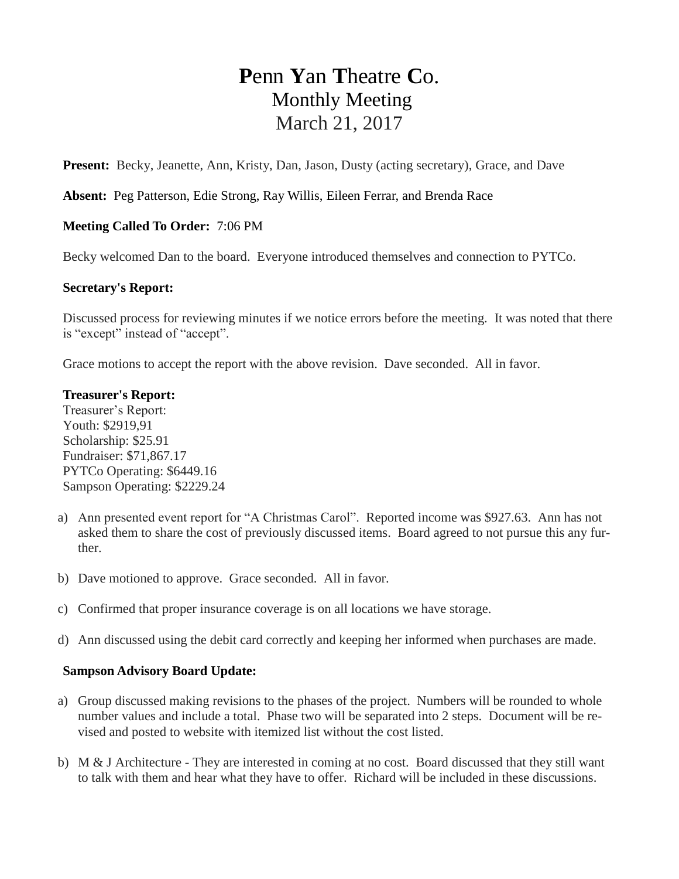# **P**enn **Y**an **T**heatre **C**o.
## Monthly Meeting
## March 21, 2017

**Present:** Becky, Jeanette, Ann, Kristy, Dan, Jason, Dusty (acting secretary), Grace, and Dave

**Absent:** Peg Patterson, Edie Strong, Ray Willis, Eileen Ferrar, and Brenda Race

**Meeting Called To Order:** 7:06 PM

Becky welcomed Dan to the board. Everyone introduced themselves and connection to PYTCo.

**Secretary's Report:**

Discussed process for reviewing minutes if we notice errors before the meeting. It was noted that there is "except" instead of "accept".

Grace motions to accept the report with the above revision. Dave seconded. All in favor.

**Treasurer's Report:**
Treasurer's Report:
Youth: $2919,91
Scholarship: $25.91
Fundraiser: $71,867.17
PYTCo Operating: $6449.16
Sampson Operating: $2229.24

a) Ann presented event report for "A Christmas Carol". Reported income was $927.63. Ann has not asked them to share the cost of previously discussed items. Board agreed to not pursue this any further.

b) Dave motioned to approve. Grace seconded. All in favor.

c) Confirmed that proper insurance coverage is on all locations we have storage.

d) Ann discussed using the debit card correctly and keeping her informed when purchases are made.

**Sampson Advisory Board Update:**

a) Group discussed making revisions to the phases of the project. Numbers will be rounded to whole number values and include a total. Phase two will be separated into 2 steps. Document will be revised and posted to website with itemized list without the cost listed.

b) M & J Architecture - They are interested in coming at no cost. Board discussed that they still want to talk with them and hear what they have to offer. Richard will be included in these discussions.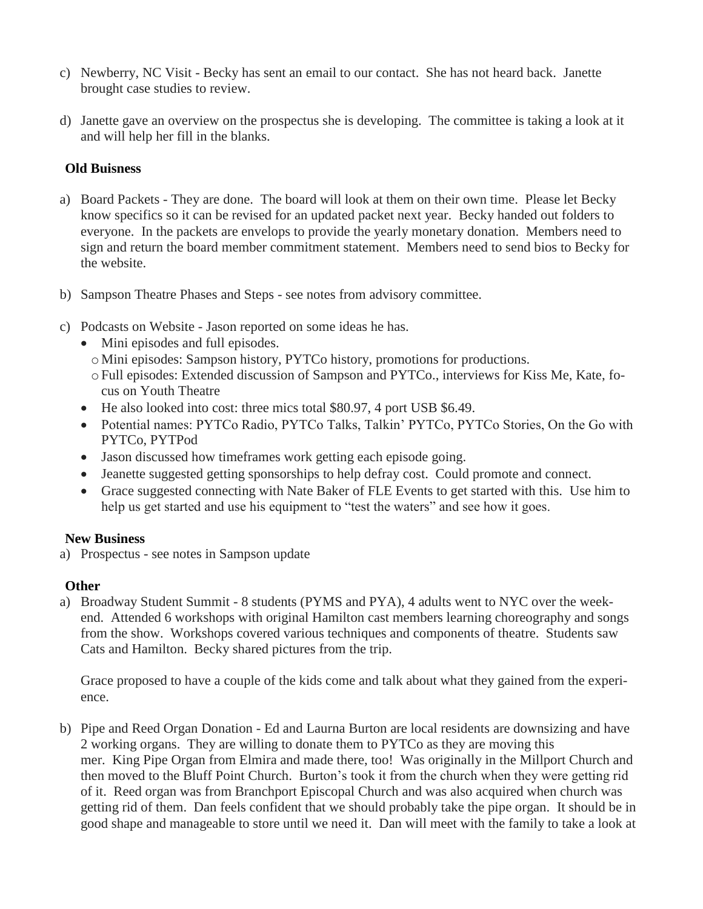c) Newberry, NC Visit - Becky has sent an email to our contact. She has not heard back. Janette brought case studies to review.

d) Janette gave an overview on the prospectus she is developing. The committee is taking a look at it and will help her fill in the blanks.

**Old Buisness**

a) Board Packets - They are done. The board will look at them on their own time. Please let Becky know specifics so it can be revised for an updated packet next year. Becky handed out folders to everyone. In the packets are envelops to provide the yearly monetary donation. Members need to sign and return the board member commitment statement. Members need to send bios to Becky for the website.

b) Sampson Theatre Phases and Steps - see notes from advisory committee.

c) Podcasts on Website - Jason reported on some ideas he has.
   - Mini episodes and full episodes.
     - Mini episodes: Sampson history, PYTCo history, promotions for productions.
     - Full episodes: Extended discussion of Sampson and PYTCo., interviews for Kiss Me, Kate, focus on Youth Theatre
   - He also looked into cost: three mics total $80.97, 4 port USB $6.49.
   - Potential names: PYTCo Radio, PYTCo Talks, Talkin' PYTCo, PYTCo Stories, On the Go with PYTCo, PYTPod
   - Jason discussed how timeframes work getting each episode going.
   - Jeanette suggested getting sponsorships to help defray cost. Could promote and connect.
   - Grace suggested connecting with Nate Baker of FLE Events to get started with this. Use him to help us get started and use his equipment to "test the waters" and see how it goes.

**New Business**

a) Prospectus - see notes in Sampson update

**Other**

a) Broadway Student Summit - 8 students (PYMS and PYA), 4 adults went to NYC over the weekend. Attended 6 workshops with original Hamilton cast members learning choreography and songs from the show. Workshops covered various techniques and components of theatre. Students saw Cats and Hamilton. Becky shared pictures from the trip.

   Grace proposed to have a couple of the kids come and talk about what they gained from the experience.

b) Pipe and Reed Organ Donation - Ed and Laurna Burton are local residents are downsizing and have 2 working organs. They are willing to donate them to PYTCo as they are moving this mer. King Pipe Organ from Elmira and made there, too! Was originally in the Millport Church and then moved to the Bluff Point Church. Burton's took it from the church when they were getting rid of it. Reed organ was from Branchport Episcopal Church and was also acquired when church was getting rid of them. Dan feels confident that we should probably take the pipe organ. It should be in good shape and manageable to store until we need it. Dan will meet with the family to take a look at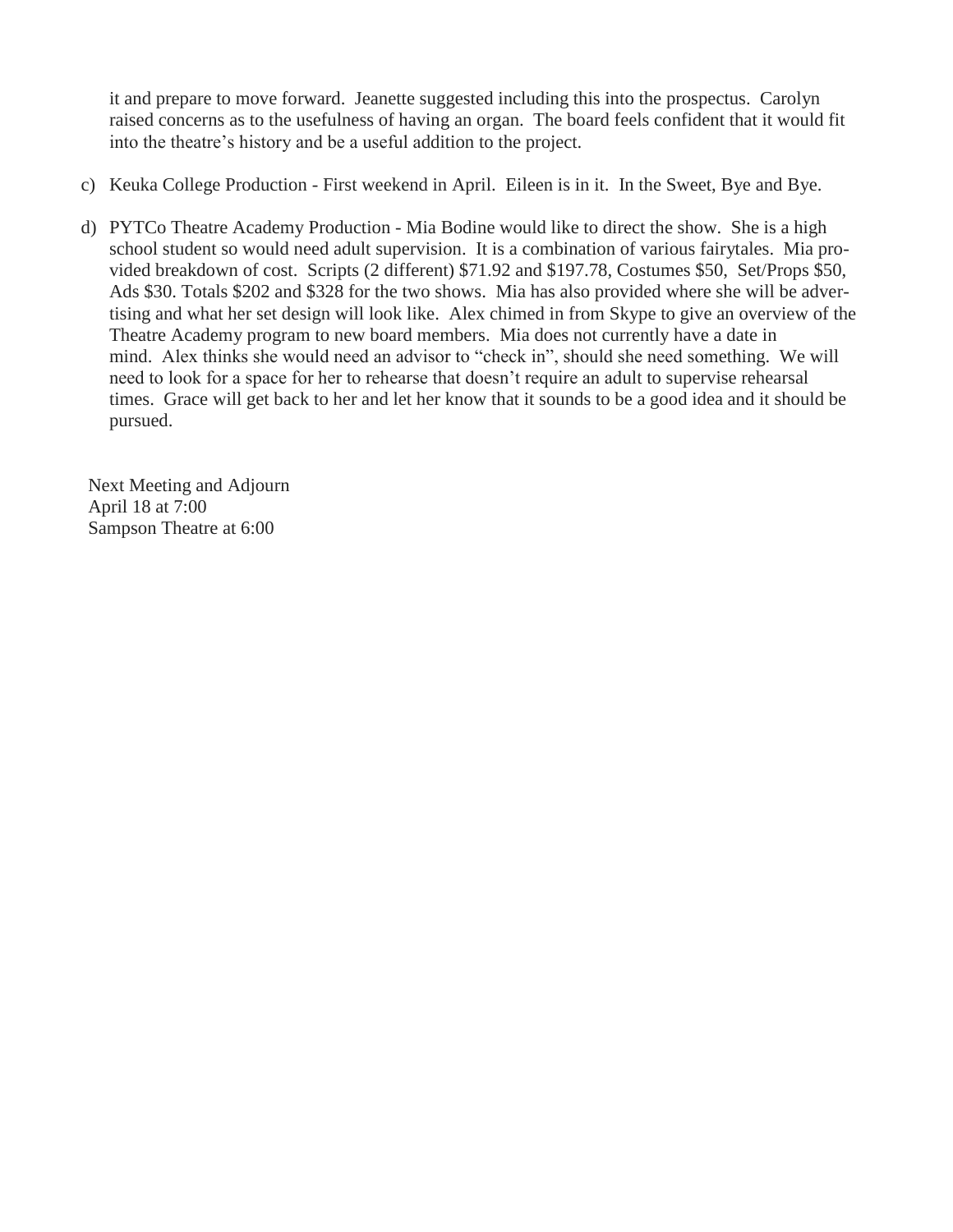it and prepare to move forward. Jeanette suggested including this into the prospectus. Carolyn raised concerns as to the usefulness of having an organ. The board feels confident that it would fit into the theatre's history and be a useful addition to the project.

c) Keuka College Production - First weekend in April. Eileen is in it. In the Sweet, Bye and Bye.

d) PYTCo Theatre Academy Production - Mia Bodine would like to direct the show. She is a high school student so would need adult supervision. It is a combination of various fairytales. Mia provided breakdown of cost. Scripts (2 different) $71.92 and $197.78, Costumes $50, Set/Props $50, Ads $30. Totals $202 and $328 for the two shows. Mia has also provided where she will be advertising and what her set design will look like. Alex chimed in from Skype to give an overview of the Theatre Academy program to new board members. Mia does not currently have a date in mind. Alex thinks she would need an advisor to "check in", should she need something. We will need to look for a space for her to rehearse that doesn't require an adult to supervise rehearsal times. Grace will get back to her and let her know that it sounds to be a good idea and it should be pursued.

Next Meeting and Adjourn
April 18 at 7:00
Sampson Theatre at 6:00